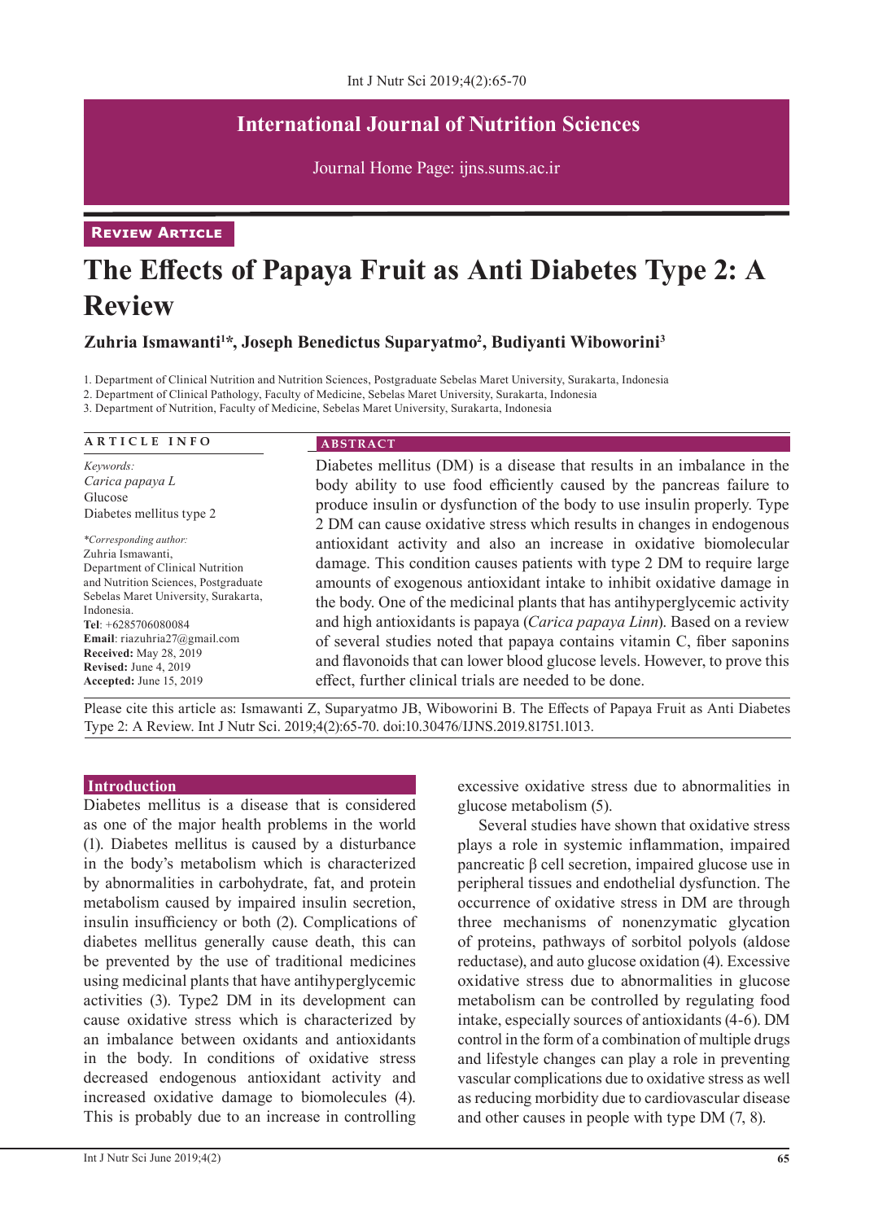International Journal of Nutrition Sciences

Journal Home Page: ijns.sums.ac.ir

**Review Article**

# The Effects of Papaya Fruit as Anti Diabetes Type 2: A Review

**Zuhria Ismawanti[1]*, Joseph Benedictus Suparyatmo[2], Budiyanti Wiboworini[3]**

1. Department of Clinical Nutrition and Nutrition Sciences, Postgraduate Sebelas Maret University, Surakarta, Indonesia
2. Department of Clinical Pathology, Faculty of Medicine, Sebelas Maret University, Surakarta, Indonesia
3. Department of Nutrition, Faculty of Medicine, Sebelas Maret University, Surakarta, Indonesia

**ARTICLE INFO**

*Keywords:*
*Carica papaya L*
Glucose
Diabetes mellitus type 2

*\*Corresponding author:*
Zuhria Ismawanti,
Department of Clinical Nutrition and Nutrition Sciences, Postgraduate Sebelas Maret University, Surakarta, Indonesia.
**Tel**: +6285706080084
**Email**: riazuhria27@gmail.com
**Received:** May 28, 2019
**Revised:** June 4, 2019
**Accepted:** June 15, 2019

**ABSTRACT**

Diabetes mellitus (DM) is a disease that results in an imbalance in the body ability to use food efficiently caused by the pancreas failure to produce insulin or dysfunction of the body to use insulin properly. Type 2 DM can cause oxidative stress which results in changes in endogenous antioxidant activity and also an increase in oxidative biomolecular damage. This condition causes patients with type 2 DM to require large amounts of exogenous antioxidant intake to inhibit oxidative damage in the body. One of the medicinal plants that has antihyperglycemic activity and high antioxidants is papaya (*Carica papaya Linn*). Based on a review of several studies noted that papaya contains vitamin C, fiber saponins and flavonoids that can lower blood glucose levels. However, to prove this effect, further clinical trials are needed to be done.

Please cite this article as: Ismawanti Z, Suparyatmo JB, Wiboworini B. The Effects of Papaya Fruit as Anti Diabetes Type 2: A Review. Int J Nutr Sci. 2019;4(2):65-70. doi:10.30476/IJNS.2019.81751.1013.

## Introduction

Diabetes mellitus is a disease that is considered as one of the major health problems in the world (1). Diabetes mellitus is caused by a disturbance in the body's metabolism which is characterized by abnormalities in carbohydrate, fat, and protein metabolism caused by impaired insulin secretion, insulin insufficiency or both (2). Complications of diabetes mellitus generally cause death, this can be prevented by the use of traditional medicines using medicinal plants that have antihyperglycemic activities (3). Type2 DM in its development can cause oxidative stress which is characterized by an imbalance between oxidants and antioxidants in the body. In conditions of oxidative stress decreased endogenous antioxidant activity and increased oxidative damage to biomolecules (4). This is probably due to an increase in controlling excessive oxidative stress due to abnormalities in glucose metabolism (5).

Several studies have shown that oxidative stress plays a role in systemic inflammation, impaired pancreatic β cell secretion, impaired glucose use in peripheral tissues and endothelial dysfunction. The occurrence of oxidative stress in DM are through three mechanisms of nonenzymatic glycation of proteins, pathways of sorbitol polyols (aldose reductase), and auto glucose oxidation (4). Excessive oxidative stress due to abnormalities in glucose metabolism can be controlled by regulating food intake, especially sources of antioxidants (4-6). DM control in the form of a combination of multiple drugs and lifestyle changes can play a role in preventing vascular complications due to oxidative stress as well as reducing morbidity due to cardiovascular disease and other causes in people with type DM (7, 8).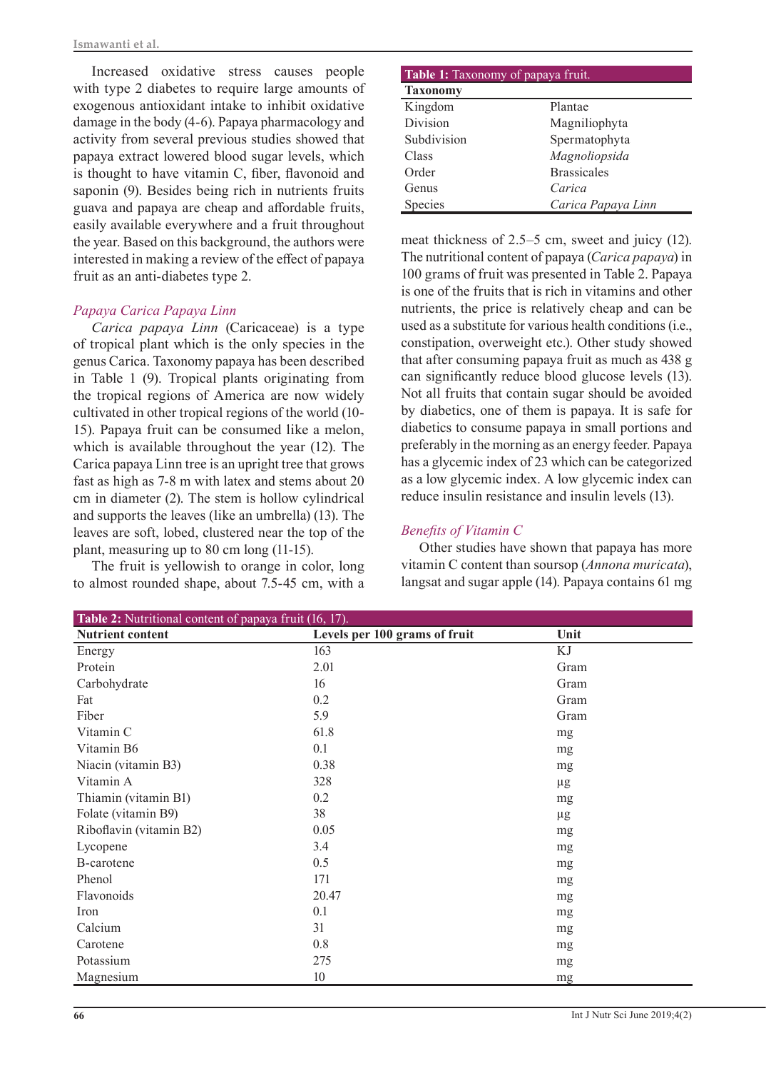Increased oxidative stress causes people with type 2 diabetes to require large amounts of exogenous antioxidant intake to inhibit oxidative damage in the body (4-6). Papaya pharmacology and activity from several previous studies showed that papaya extract lowered blood sugar levels, which is thought to have vitamin C, fiber, flavonoid and saponin (9). Besides being rich in nutrients fruits guava and papaya are cheap and affordable fruits, easily available everywhere and a fruit throughout the year. Based on this background, the authors were interested in making a review of the effect of papaya fruit as an anti-diabetes type 2.

### *Papaya Carica Papaya Linn*

*Carica papaya Linn* (Caricaceae) is a type of tropical plant which is the only species in the genus Carica. Taxonomy papaya has been described in Table 1 (9). Tropical plants originating from the tropical regions of America are now widely cultivated in other tropical regions of the world (10-15). Papaya fruit can be consumed like a melon, which is available throughout the year (12). The Carica papaya Linn tree is an upright tree that grows fast as high as 7-8 m with latex and stems about 20 cm in diameter (2). The stem is hollow cylindrical and supports the leaves (like an umbrella) (13). The leaves are soft, lobed, clustered near the top of the plant, measuring up to 80 cm long (11-15).

The fruit is yellowish to orange in color, long to almost rounded shape, about 7.5-45 cm, with a meat thickness of 2.5–5 cm, sweet and juicy (12). The nutritional content of papaya (*Carica papaya*) in 100 grams of fruit was presented in Table 2. Papaya is one of the fruits that is rich in vitamins and other nutrients, the price is relatively cheap and can be used as a substitute for various health conditions (i.e., constipation, overweight etc.). Other study showed that after consuming papaya fruit as much as 438 g can significantly reduce blood glucose levels (13). Not all fruits that contain sugar should be avoided by diabetics, one of them is papaya. It is safe for diabetics to consume papaya in small portions and preferably in the morning as an energy feeder. Papaya has a glycemic index of 23 which can be categorized as a low glycemic index. A low glycemic index can reduce insulin resistance and insulin levels (13).

**Table 1:** Taxonomy of papaya fruit.

| Taxonomy | |
|---|---|
| Kingdom | Plantae |
| Division | Magniliophyta |
| Subdivision | Spermatophyta |
| Class | *Magnoliopsida* |
| Order | Brassicales |
| Genus | *Carica* |
| Species | *Carica Papaya Linn* |

### *Benefits of Vitamin C*

Other studies have shown that papaya has more vitamin C content than soursop (*Annona muricata*), langsat and sugar apple (14). Papaya contains 61 mg

**Table 2:** Nutritional content of papaya fruit (16, 17).

| Nutrient content | Levels per 100 grams of fruit | Unit |
|---|---|---|
| Energy | 163 | KJ |
| Protein | 2.01 | Gram |
| Carbohydrate | 16 | Gram |
| Fat | 0.2 | Gram |
| Fiber | 5.9 | Gram |
| Vitamin C | 61.8 | mg |
| Vitamin B6 | 0.1 | mg |
| Niacin (vitamin B3) | 0.38 | mg |
| Vitamin A | 328 | µg |
| Thiamin (vitamin B1) | 0.2 | mg |
| Folate (vitamin B9) | 38 | µg |
| Riboflavin (vitamin B2) | 0.05 | mg |
| Lycopene | 3.4 | mg |
| B-carotene | 0.5 | mg |
| Phenol | 171 | mg |
| Flavonoids | 20.47 | mg |
| Iron | 0.1 | mg |
| Calcium | 31 | mg |
| Carotene | 0.8 | mg |
| Potassium | 275 | mg |
| Magnesium | 10 | mg |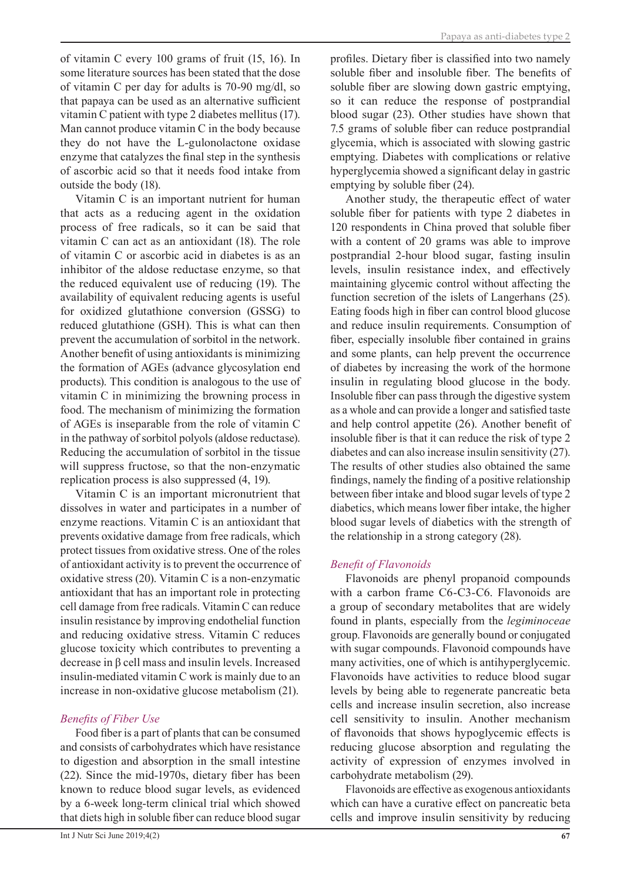of vitamin C every 100 grams of fruit (15, 16). In some literature sources has been stated that the dose of vitamin C per day for adults is 70-90 mg/dl, so that papaya can be used as an alternative sufficient vitamin C patient with type 2 diabetes mellitus (17). Man cannot produce vitamin C in the body because they do not have the L-gulonolactone oxidase enzyme that catalyzes the final step in the synthesis of ascorbic acid so that it needs food intake from outside the body (18).

Vitamin C is an important nutrient for human that acts as a reducing agent in the oxidation process of free radicals, so it can be said that vitamin C can act as an antioxidant (18). The role of vitamin C or ascorbic acid in diabetes is as an inhibitor of the aldose reductase enzyme, so that the reduced equivalent use of reducing (19). The availability of equivalent reducing agents is useful for oxidized glutathione conversion (GSSG) to reduced glutathione (GSH). This is what can then prevent the accumulation of sorbitol in the network. Another benefit of using antioxidants is minimizing the formation of AGEs (advance glycosylation end products). This condition is analogous to the use of vitamin C in minimizing the browning process in food. The mechanism of minimizing the formation of AGEs is inseparable from the role of vitamin C in the pathway of sorbitol polyols (aldose reductase). Reducing the accumulation of sorbitol in the tissue will suppress fructose, so that the non-enzymatic replication process is also suppressed (4, 19).

Vitamin C is an important micronutrient that dissolves in water and participates in a number of enzyme reactions. Vitamin C is an antioxidant that prevents oxidative damage from free radicals, which protect tissues from oxidative stress. One of the roles of antioxidant activity is to prevent the occurrence of oxidative stress (20). Vitamin C is a non-enzymatic antioxidant that has an important role in protecting cell damage from free radicals. Vitamin C can reduce insulin resistance by improving endothelial function and reducing oxidative stress. Vitamin C reduces glucose toxicity which contributes to preventing a decrease in β cell mass and insulin levels. Increased insulin-mediated vitamin C work is mainly due to an increase in non-oxidative glucose metabolism (21).

### *Benefits of Fiber Use*

Food fiber is a part of plants that can be consumed and consists of carbohydrates which have resistance to digestion and absorption in the small intestine (22). Since the mid-1970s, dietary fiber has been known to reduce blood sugar levels, as evidenced by a 6-week long-term clinical trial which showed that diets high in soluble fiber can reduce blood sugar profiles. Dietary fiber is classified into two namely soluble fiber and insoluble fiber. The benefits of soluble fiber are slowing down gastric emptying, so it can reduce the response of postprandial blood sugar (23). Other studies have shown that 7.5 grams of soluble fiber can reduce postprandial glycemia, which is associated with slowing gastric emptying. Diabetes with complications or relative hyperglycemia showed a significant delay in gastric emptying by soluble fiber (24).

Another study, the therapeutic effect of water soluble fiber for patients with type 2 diabetes in 120 respondents in China proved that soluble fiber with a content of 20 grams was able to improve postprandial 2-hour blood sugar, fasting insulin levels, insulin resistance index, and effectively maintaining glycemic control without affecting the function secretion of the islets of Langerhans (25). Eating foods high in fiber can control blood glucose and reduce insulin requirements. Consumption of fiber, especially insoluble fiber contained in grains and some plants, can help prevent the occurrence of diabetes by increasing the work of the hormone insulin in regulating blood glucose in the body. Insoluble fiber can pass through the digestive system as a whole and can provide a longer and satisfied taste and help control appetite (26). Another benefit of insoluble fiber is that it can reduce the risk of type 2 diabetes and can also increase insulin sensitivity (27). The results of other studies also obtained the same findings, namely the finding of a positive relationship between fiber intake and blood sugar levels of type 2 diabetics, which means lower fiber intake, the higher blood sugar levels of diabetics with the strength of the relationship in a strong category (28).

### *Benefit of Flavonoids*

Flavonoids are phenyl propanoid compounds with a carbon frame C6-C3-C6. Flavonoids are a group of secondary metabolites that are widely found in plants, especially from the *legiminoceae* group. Flavonoids are generally bound or conjugated with sugar compounds. Flavonoid compounds have many activities, one of which is antihyperglycemic. Flavonoids have activities to reduce blood sugar levels by being able to regenerate pancreatic beta cells and increase insulin secretion, also increase cell sensitivity to insulin. Another mechanism of flavonoids that shows hypoglycemic effects is reducing glucose absorption and regulating the activity of expression of enzymes involved in carbohydrate metabolism (29).

Flavonoids are effective as exogenous antioxidants which can have a curative effect on pancreatic beta cells and improve insulin sensitivity by reducing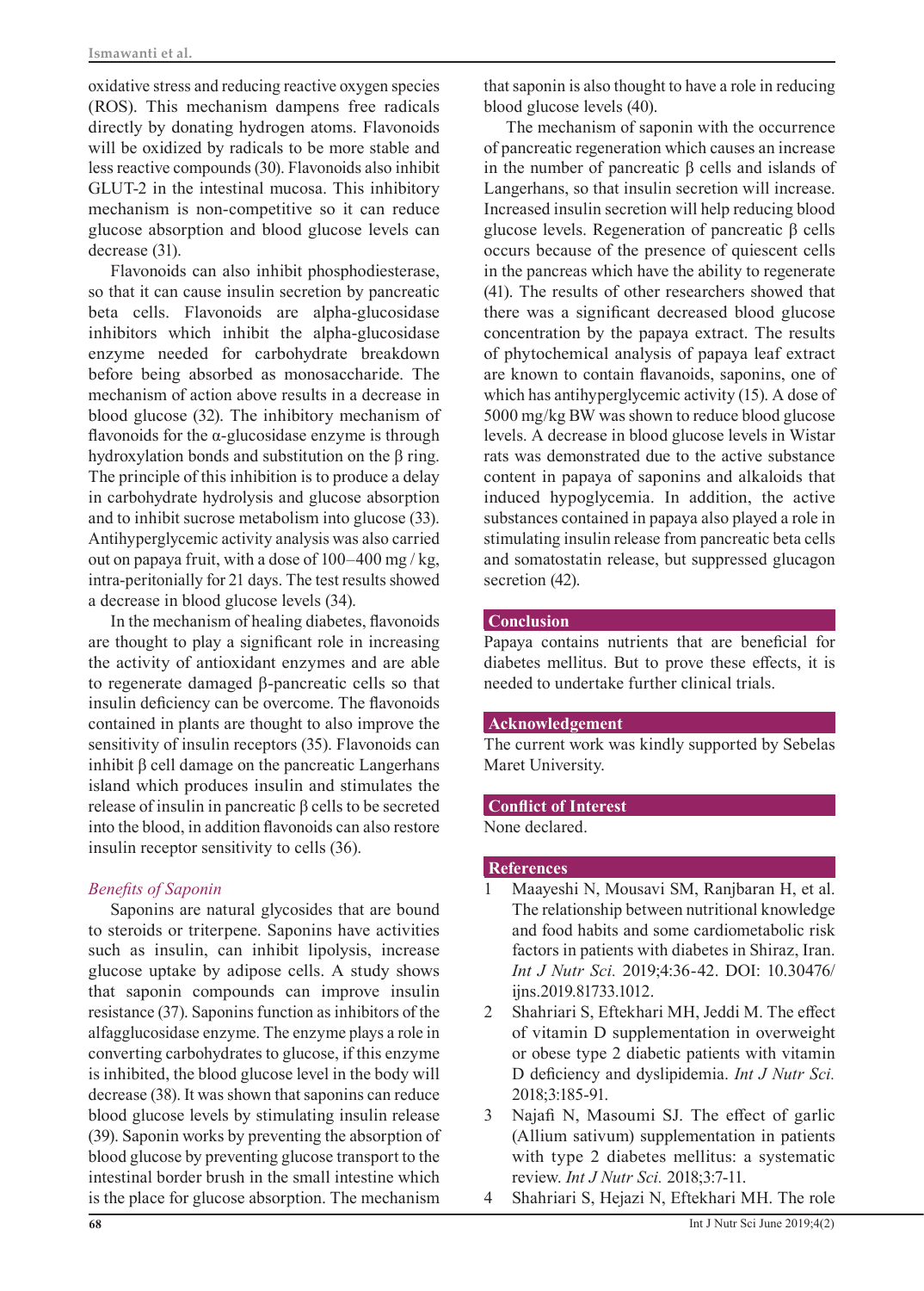oxidative stress and reducing reactive oxygen species (ROS). This mechanism dampens free radicals directly by donating hydrogen atoms. Flavonoids will be oxidized by radicals to be more stable and less reactive compounds (30). Flavonoids also inhibit GLUT-2 in the intestinal mucosa. This inhibitory mechanism is non-competitive so it can reduce glucose absorption and blood glucose levels can decrease (31).

Flavonoids can also inhibit phosphodiesterase, so that it can cause insulin secretion by pancreatic beta cells. Flavonoids are alpha-glucosidase inhibitors which inhibit the alpha-glucosidase enzyme needed for carbohydrate breakdown before being absorbed as monosaccharide. The mechanism of action above results in a decrease in blood glucose (32). The inhibitory mechanism of flavonoids for the α-glucosidase enzyme is through hydroxylation bonds and substitution on the β ring. The principle of this inhibition is to produce a delay in carbohydrate hydrolysis and glucose absorption and to inhibit sucrose metabolism into glucose (33). Antihyperglycemic activity analysis was also carried out on papaya fruit, with a dose of 100–400 mg / kg, intra-peritonially for 21 days. The test results showed a decrease in blood glucose levels (34).

In the mechanism of healing diabetes, flavonoids are thought to play a significant role in increasing the activity of antioxidant enzymes and are able to regenerate damaged β-pancreatic cells so that insulin deficiency can be overcome. The flavonoids contained in plants are thought to also improve the sensitivity of insulin receptors (35). Flavonoids can inhibit β cell damage on the pancreatic Langerhans island which produces insulin and stimulates the release of insulin in pancreatic β cells to be secreted into the blood, in addition flavonoids can also restore insulin receptor sensitivity to cells (36).

### *Benefits of Saponin*

Saponins are natural glycosides that are bound to steroids or triterpene. Saponins have activities such as insulin, can inhibit lipolysis, increase glucose uptake by adipose cells. A study shows that saponin compounds can improve insulin resistance (37). Saponins function as inhibitors of the alfagglucosidase enzyme. The enzyme plays a role in converting carbohydrates to glucose, if this enzyme is inhibited, the blood glucose level in the body will decrease (38). It was shown that saponins can reduce blood glucose levels by stimulating insulin release (39). Saponin works by preventing the absorption of blood glucose by preventing glucose transport to the intestinal border brush in the small intestine which is the place for glucose absorption. The mechanism that saponin is also thought to have a role in reducing blood glucose levels (40).

The mechanism of saponin with the occurrence of pancreatic regeneration which causes an increase in the number of pancreatic β cells and islands of Langerhans, so that insulin secretion will increase. Increased insulin secretion will help reducing blood glucose levels. Regeneration of pancreatic β cells occurs because of the presence of quiescent cells in the pancreas which have the ability to regenerate (41). The results of other researchers showed that there was a significant decreased blood glucose concentration by the papaya extract. The results of phytochemical analysis of papaya leaf extract are known to contain flavanoids, saponins, one of which has antihyperglycemic activity (15). A dose of 5000 mg/kg BW was shown to reduce blood glucose levels. A decrease in blood glucose levels in Wistar rats was demonstrated due to the active substance content in papaya of saponins and alkaloids that induced hypoglycemia. In addition, the active substances contained in papaya also played a role in stimulating insulin release from pancreatic beta cells and somatostatin release, but suppressed glucagon secretion (42).

## Conclusion

Papaya contains nutrients that are beneficial for diabetes mellitus. But to prove these effects, it is needed to undertake further clinical trials.

## Acknowledgement

The current work was kindly supported by Sebelas Maret University.

## Conflict of Interest

None declared.

## References

1. Maayeshi N, Mousavi SM, Ranjbaran H, et al. The relationship between nutritional knowledge and food habits and some cardiometabolic risk factors in patients with diabetes in Shiraz, Iran. *Int J Nutr Sci.* 2019;4:36-42. DOI: 10.30476/ijns.2019.81733.1012.
2. Shahriari S, Eftekhari MH, Jeddi M. The effect of vitamin D supplementation in overweight or obese type 2 diabetic patients with vitamin D deficiency and dyslipidemia. *Int J Nutr Sci.* 2018;3:185-91.
3. Najafi N, Masoumi SJ. The effect of garlic (Allium sativum) supplementation in patients with type 2 diabetes mellitus: a systematic review. *Int J Nutr Sci.* 2018;3:7-11.
4. Shahriari S, Hejazi N, Eftekhari MH. The role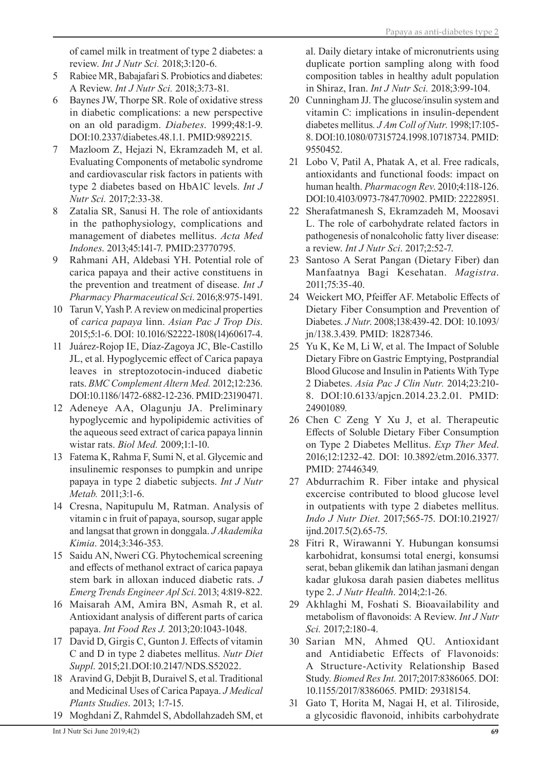of camel milk in treatment of type 2 diabetes: a review. *Int J Nutr Sci.* 2018;3:120-6.

5 Rabiee MR, Babajafari S. Probiotics and diabetes: A Review. *Int J Nutr Sci.* 2018;3:73-81.

6 Baynes JW, Thorpe SR. Role of oxidative stress in diabetic complications: a new perspective on an old paradigm. *Diabetes*. 1999;48:1-9. DOI:10.2337/diabetes.48.1.1. PMID:9892215.

7 Mazloom Z, Hejazi N, Ekramzadeh M, et al. Evaluating Components of metabolic syndrome and cardiovascular risk factors in patients with type 2 diabetes based on HbA1C levels. *Int J Nutr Sci.* 2017;2:33-38.

8 Zatalia SR, Sanusi H. The role of antioxidants in the pathophysiology, complications and management of diabetes mellitus. *Acta Med Indones*. 2013;45:141-7. PMID:23770795.

9 Rahmani AH, Aldebasi YH. Potential role of carica papaya and their active constituens in the prevention and treatment of disease. *Int J Pharmacy Pharmaceutical Sci*. 2016;8:975-1491.

10 Tarun V, Yash P. A review on medicinal properties of *carica papaya* linn. *Asian Pac J Trop Dis*. 2015;5:1-6. DOI: 10.1016/S2222-1808(14)60617-4.

11 Juárez-Rojop IE, Díaz-Zagoya JC, Ble-Castillo JL, et al. Hypoglycemic effect of Carica papaya leaves in streptozotocin-induced diabetic rats. *BMC Complement Altern Med.* 2012;12:236. DOI:10.1186/1472-6882-12-236. PMID:23190471.

12 Adeneye AA, Olagunju JA. Preliminary hypoglycemic and hypolipidemic activities of the aqueous seed extract of carica papaya linnin wistar rats. *Biol Med.* 2009;1:1-10.

13 Fatema K, Rahma F, Sumi N, et al. Glycemic and insulinemic responses to pumpkin and unripe papaya in type 2 diabetic subjects. *Int J Nutr Metab.* 2011;3:1-6.

14 Cresna, Napitupulu M, Ratman. Analysis of vitamin c in fruit of papaya, soursop, sugar apple and langsat that grown in donggala. *J Akademika Kimia*. 2014;3:346-353.

15 Saidu AN, Nweri CG. Phytochemical screening and effects of methanol extract of carica papaya stem bark in alloxan induced diabetic rats. *J Emerg Trends Engineer Apl Sci*. 2013; 4:819-822.

16 Maisarah AM, Amira BN, Asmah R, et al. Antioxidant analysis of different parts of carica papaya. *Int Food Res J.* 2013;20:1043-1048.

17 David D, Girgis C, Gunton J. Effects of vitamin C and D in type 2 diabetes mellitus. *Nutr Diet Suppl*. 2015;21.DOI:10.2147/NDS.S52022.

18 Aravind G, Debjit B, Duraivel S, et al. Traditional and Medicinal Uses of Carica Papaya. *J Medical Plants Studies*. 2013; 1:7-15.

19 Moghdani Z, Rahmdel S, Abdollahzadeh SM, et al. Daily dietary intake of micronutrients using duplicate portion sampling along with food composition tables in healthy adult population in Shiraz, Iran. *Int J Nutr Sci.* 2018;3:99-104.

20 Cunningham JJ. The glucose/insulin system and vitamin C: implications in insulin-dependent diabetes mellitus*. J Am Coll of Nutr*. 1998;17:105-8. DOI:10.1080/07315724.1998.10718734. PMID: 9550452.

21 Lobo V, Patil A, Phatak A, et al. Free radicals, antioxidants and functional foods: impact on human health. *Pharmacogn Rev*. 2010;4:118-126. DOI:10.4103/0973-7847.70902. PMID: 22228951.

22 Sherafatmanesh S, Ekramzadeh M, Moosavi L. The role of carbohydrate related factors in pathogenesis of nonalcoholic fatty liver disease: a review. *Int J Nutr Sci*. 2017;2:52-7.

23 Santoso A Serat Pangan (Dietary Fiber) dan Manfaatnya Bagi Kesehatan. *Magistra*. 2011;75:35-40.

24 Weickert MO, Pfeiffer AF. Metabolic Effects of Dietary Fiber Consumption and Prevention of Diabetes. *J Nutr*. 2008;138:439-42. DOI: 10.1093/jn/138.3.439. PMID: 18287346.

25 Yu K, Ke M, Li W, et al. The Impact of Soluble Dietary Fibre on Gastric Emptying, Postprandial Blood Glucose and Insulin in Patients With Type 2 Diabetes. *Asia Pac J Clin Nutr.* 2014;23:210-8. DOI:10.6133/apjcn.2014.23.2.01. PMID: 24901089.

26 Chen C Zeng Y Xu J, et al. Therapeutic Effects of Soluble Dietary Fiber Consumption on Type 2 Diabetes Mellitus. *Exp Ther Med*. 2016;12:1232-42. DOI: 10.3892/etm.2016.3377. PMID: 27446349.

27 Abdurrachim R. Fiber intake and physical excercise contributed to blood glucose level in outpatients with type 2 diabetes mellitus. *Indo J Nutr Diet*. 2017;565-75. DOI:10.21927/ijnd.2017.5(2).65-75.

28 Fitri R, Wirawanni Y. Hubungan konsumsi karbohidrat, konsumsi total energi, konsumsi serat, beban glikemik dan latihan jasmani dengan kadar glukosa darah pasien diabetes mellitus type 2. *J Nutr Health*. 2014;2:1-26.

29 Akhlaghi M, Foshati S. Bioavailability and metabolism of flavonoids: A Review. *Int J Nutr Sci.* 2017;2:180-4.

30 Sarian MN, Ahmed QU. Antioxidant and Antidiabetic Effects of Flavonoids: A Structure-Activity Relationship Based Study. *Biomed Res Int.* 2017;2017:8386065. DOI: 10.1155/2017/8386065. PMID: 29318154.

31 Gato T, Horita M, Nagai H, et al. Tiliroside, a glycosidic flavonoid, inhibits carbohydrate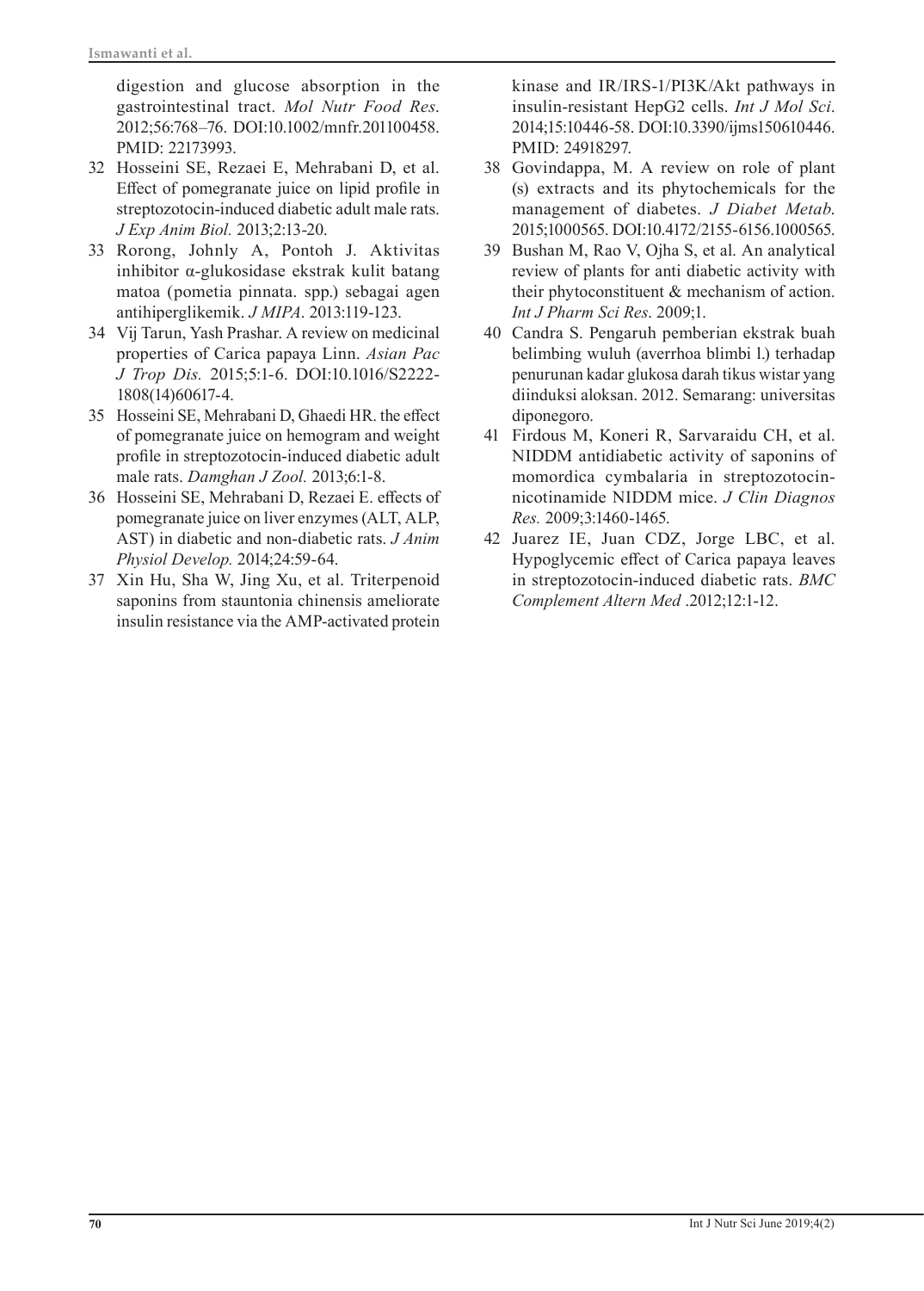digestion and glucose absorption in the gastrointestinal tract. *Mol Nutr Food Res*. 2012;56:768–76. DOI:10.1002/mnfr.201100458. PMID: 22173993.

32 Hosseini SE, Rezaei E, Mehrabani D, et al. Effect of pomegranate juice on lipid profile in streptozotocin-induced diabetic adult male rats. *J Exp Anim Biol.* 2013;2:13-20.

33 Rorong, Johnly A, Pontoh J. Aktivitas inhibitor α-glukosidase ekstrak kulit batang matoa (pometia pinnata. spp.) sebagai agen antihiperglikemik. *J MIPA*. 2013:119-123.

34 Vij Tarun, Yash Prashar. A review on medicinal properties of Carica papaya Linn. *Asian Pac J Trop Dis.* 2015;5:1-6. DOI:10.1016/S2222-1808(14)60617-4.

35 Hosseini SE, Mehrabani D, Ghaedi HR. the effect of pomegranate juice on hemogram and weight profile in streptozotocin-induced diabetic adult male rats. *Damghan J Zool.* 2013;6:1-8.

36 Hosseini SE, Mehrabani D, Rezaei E. effects of pomegranate juice on liver enzymes (ALT, ALP, AST) in diabetic and non-diabetic rats. *J Anim Physiol Develop.* 2014;24:59-64.

37 Xin Hu, Sha W, Jing Xu, et al. Triterpenoid saponins from stauntonia chinensis ameliorate insulin resistance via the AMP-activated protein kinase and IR/IRS-1/PI3K/Akt pathways in insulin-resistant HepG2 cells. *Int J Mol Sci*. 2014;15:10446-58. DOI:10.3390/ijms150610446. PMID: 24918297.

38 Govindappa, M. A review on role of plant (s) extracts and its phytochemicals for the management of diabetes. *J Diabet Metab*. 2015;1000565. DOI:10.4172/2155-6156.1000565.

39 Bushan M, Rao V, Ojha S, et al. An analytical review of plants for anti diabetic activity with their phytoconstituent & mechanism of action. *Int J Pharm Sci Res*. 2009;1.

40 Candra S. Pengaruh pemberian ekstrak buah belimbing wuluh (averrhoa blimbi l.) terhadap penurunan kadar glukosa darah tikus wistar yang diinduksi aloksan. 2012. Semarang: universitas diponegoro.

41 Firdous M, Koneri R, Sarvaraidu CH, et al. NIDDM antidiabetic activity of saponins of momordica cymbalaria in streptozotocin-nicotinamide NIDDM mice. *J Clin Diagnos Res.* 2009;3:1460-1465.

42 Juarez IE, Juan CDZ, Jorge LBC, et al. Hypoglycemic effect of Carica papaya leaves in streptozotocin-induced diabetic rats. *BMC Complement Altern Med* .2012;12:1-12.